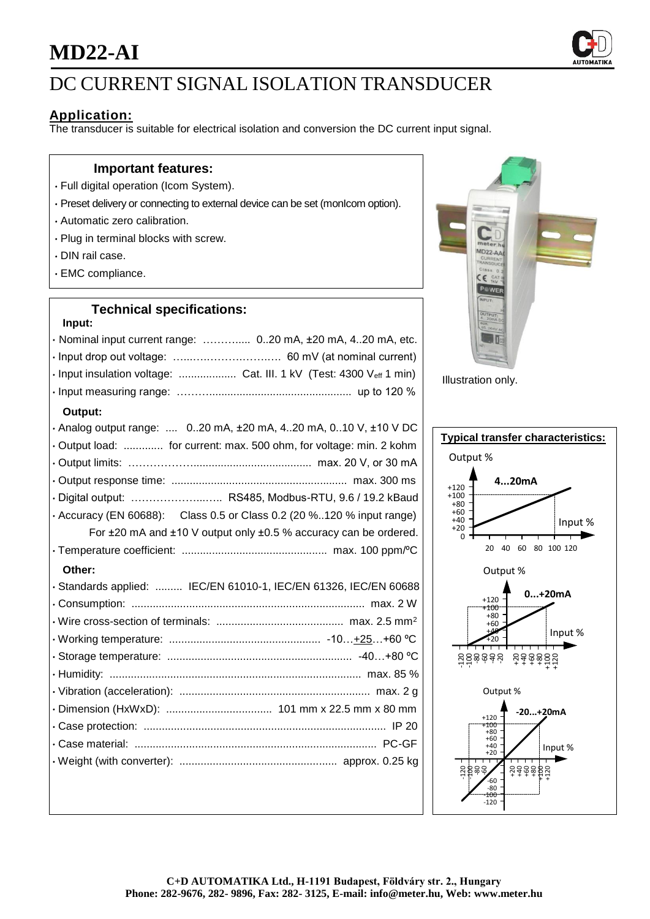# MD22-AI

## DC CURRENT SIGNAL ISOLATION TRANSDUCER

### Application:

The transducer is suitable for electrical isolation and conversion the DC current input signal.

### Important features:

- Full digital operation (Icom System).
- Preset delivery or connecting to external device can be set (monIcom option).
- Automatic zero calibration.
- Plug in terminal blocks with screw.
- DIN rail case.
- EMC compliance.

### Technical specifications:

**Input:**

- Nominal input current range: ………..... 0..20 mA, ±20 mA, 4..20 mA, etc.
- Input drop out voltage: …..………….……..… 60 mV (at nominal current)
- Input insulation voltage: ................... Cat. III. 1 kV (Test: 4300 $V_{eff}$ 1 min)
- Input measuring range: ………............................................... up to 120 %

**Output:**

- Analog output range: .... 0..20 mA, ±20 mA, 4..20 mA, 0..10 V, ±10 V DC
- Output load: ............. for current: max. 500 ohm, for voltage: min. 2 kohm
- Output limits: ………………...................................... max. 20 V, or 30 mA
- Output response time: .......................................................... max. 300 ms
- Digital output: ………………..…... RS485, Modbus-RTU, 9.6 / 19.2 kBaud
- Accuracy (EN 60688): Class 0.5 or Class 0.2 (20 %..120 % input range)
  For ±20 mA and ±10 V output only ±0.5 % accuracy can be ordered.
- Temperature coefficient: ............................................... max. 100 ppm/ºC

**Other:**

- Standards applied: ......... IEC/EN 61010-1, IEC/EN 61326, IEC/EN 60688
- Consumption: ............................................................................ max. 2 W
- Wire cross-section of terminals: .......................................... max. 2.5 mm²
- Working temperature: ................................................. -10…+25…+60 ºC
- Storage temperature: ............................................................ -40…+80 ºC
- Humidity: .................................................................................. max. 85 %
- Vibration (acceleration): .............................................................. max. 2 g
- Dimension (HxWxD): .................................. 101 mm x 22.5 mm x 80 mm
- Case protection: ............................................................................... IP 20
- Case material: ................................................................................ PC-GF
- Weight (with converter): .................................................... approx. 0.25 kg

Illustration only.

**Typical transfer characteristics:**

4...20mA (Output % vs Input %)

0...+20mA (Output % vs Input %)

-20...+20mA (Output % vs Input %)

C+D AUTOMATIKA Ltd., H-1191 Budapest, Földváry str. 2., Hungary
Phone: 282-9676, 282- 9896, Fax: 282- 3125, E-mail: info@meter.hu, Web: www.meter.hu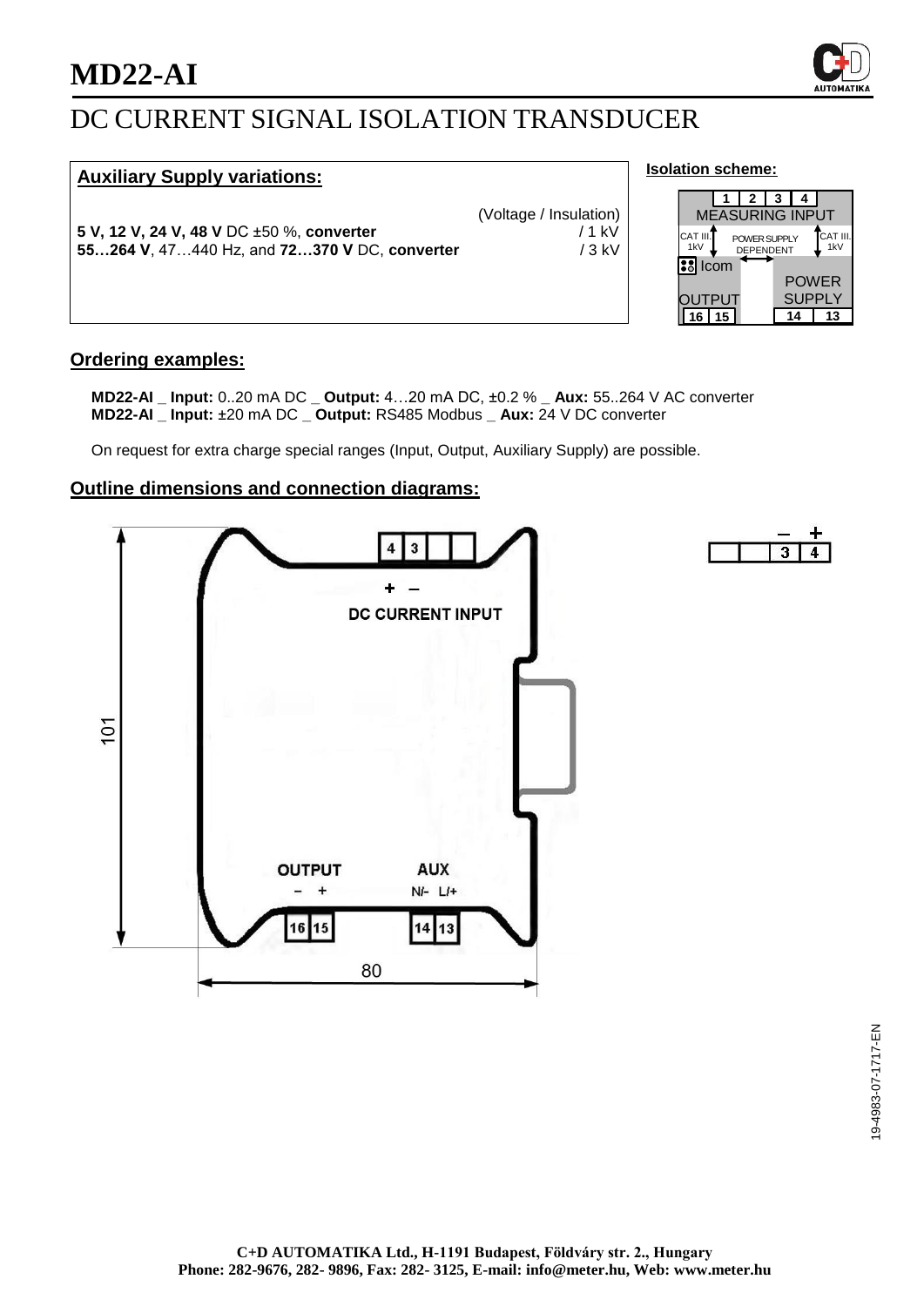# MD22-AI

## DC CURRENT SIGNAL ISOLATION TRANSDUCER

### Auxiliary Supply variations:

| | (Voltage / Insulation) |
|---|---|
| **5 V, 12 V, 24 V, 48 V** DC ±50 %, **converter** | / 1 kV |
| **55…264 V**, 47…440 Hz, and **72…370 V** DC, **converter** | / 3 kV |

**Isolation scheme:**

1 2 3 4
MEASURING INPUT
CAT III. 1kV
POWER SUPPLY DEPENDENT
CAT III. 1kV
Icom
OUTPUT
16 15
POWER SUPPLY
14 13

### Ordering examples:

**MD22-AI** _ **Input:** 0..20 mA DC _ **Output:** 4…20 mA DC, ±0.2 % _ **Aux:** 55..264 V AC converter
**MD22-AI** _ **Input:** ±20 mA DC _ **Output:** RS485 Modbus _ **Aux:** 24 V DC converter

On request for extra charge special ranges (Input, Output, Auxiliary Supply) are possible.

### Outline dimensions and connection diagrams:

4 3
\+ –
DC CURRENT INPUT

101

OUTPUT
– +
16 15

AUX
N/- L/+
14 13

80

– +
3 4

19-4983-07-1717-EN

**C+D AUTOMATIKA Ltd., H-1191 Budapest, Földváry str. 2., Hungary**
**Phone: 282-9676, 282- 9896, Fax: 282- 3125, E-mail: info@meter.hu, Web: www.meter.hu**